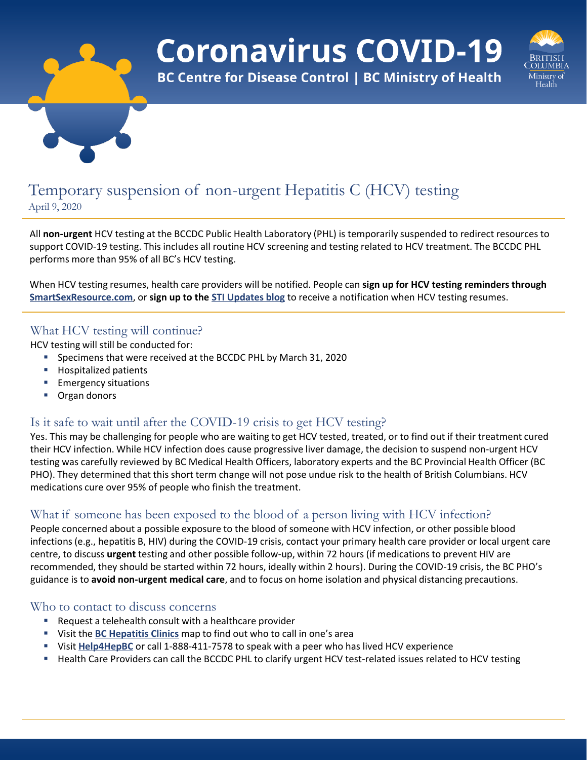# Coronavirus COVID-19

**BC Centre for Disease Control | BC Ministry of Health**

British Columbia Ministry of Health

## Temporary suspension of non-urgent Hepatitis C (HCV) testing

April 9, 2020

All **non-urgent** HCV testing at the BCCDC Public Health Laboratory (PHL) is temporarily suspended to redirect resources to support COVID-19 testing. This includes all routine HCV screening and testing related to HCV treatment. The BCCDC PHL performs more than 95% of all BC's HCV testing.

When HCV testing resumes, health care providers will be notified. People can **sign up for HCV testing reminders through SmartSexResource.com**, or **sign up to the STI Updates blog** to receive a notification when HCV testing resumes.

### What HCV testing will continue?

HCV testing will still be conducted for:

- Specimens that were received at the BCCDC PHL by March 31, 2020
- Hospitalized patients
- Emergency situations
- Organ donors

### Is it safe to wait until after the COVID-19 crisis to get HCV testing?

Yes. This may be challenging for people who are waiting to get HCV tested, treated, or to find out if their treatment cured their HCV infection. While HCV infection does cause progressive liver damage, the decision to suspend non-urgent HCV testing was carefully reviewed by BC Medical Health Officers, laboratory experts and the BC Provincial Health Officer (BC PHO). They determined that this short term change will not pose undue risk to the health of British Columbians. HCV medications cure over 95% of people who finish the treatment.

### What if someone has been exposed to the blood of a person living with HCV infection?

People concerned about a possible exposure to the blood of someone with HCV infection, or other possible blood infections (e.g., hepatitis B, HIV) during the COVID-19 crisis, contact your primary health care provider or local urgent care centre, to discuss **urgent** testing and other possible follow-up, within 72 hours (if medications to prevent HIV are recommended, they should be started within 72 hours, ideally within 2 hours). During the COVID-19 crisis, the BC PHO's guidance is to **avoid non-urgent medical care**, and to focus on home isolation and physical distancing precautions.

### Who to contact to discuss concerns

- Request a telehealth consult with a healthcare provider
- Visit the **BC Hepatitis Clinics** map to find out who to call in one's area
- Visit **Help4HepBC** or call 1-888-411-7578 to speak with a peer who has lived HCV experience
- Health Care Providers can call the BCCDC PHL to clarify urgent HCV test-related issues related to HCV testing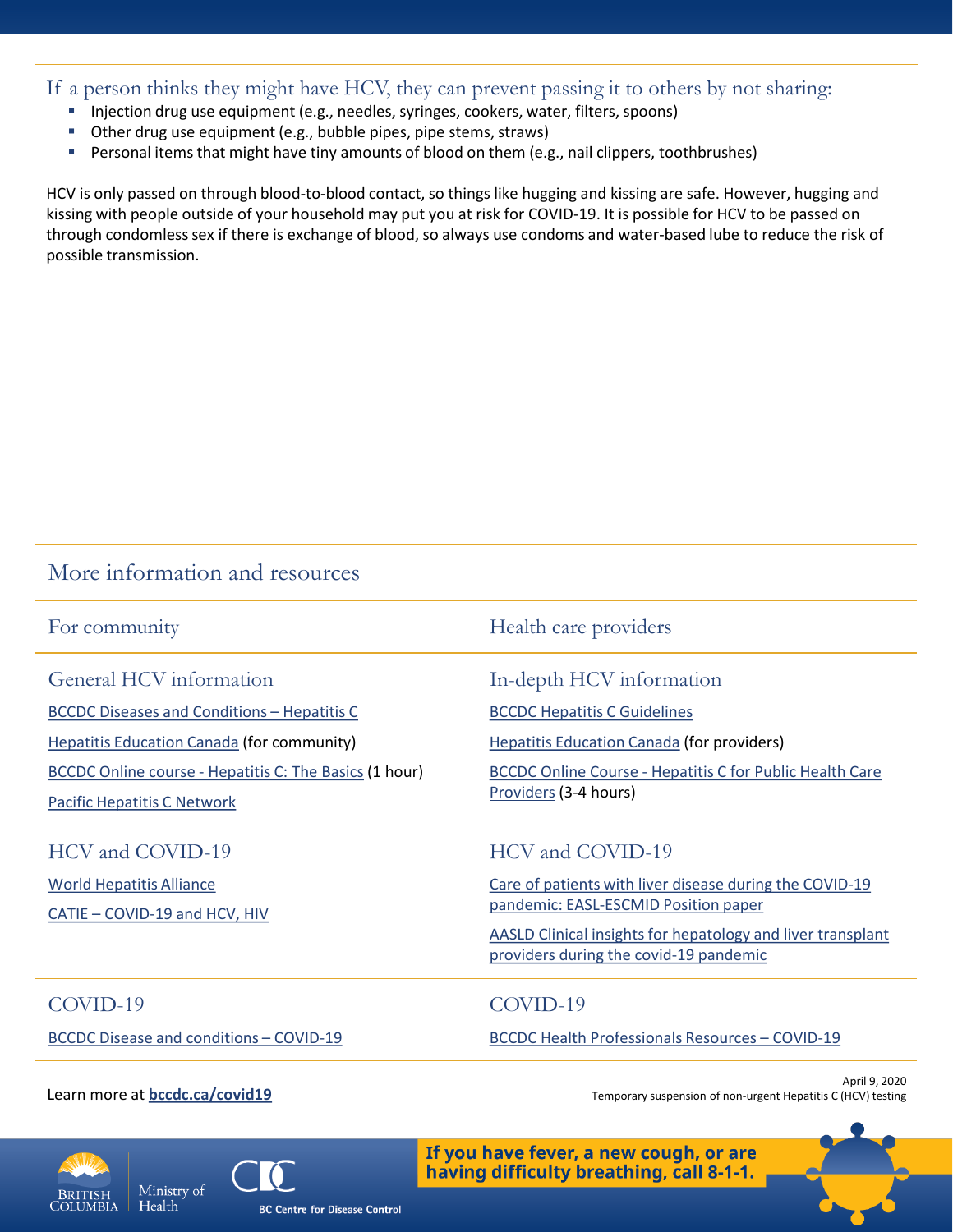If a person thinks they might have HCV, they can prevent passing it to others by not sharing:

- Injection drug use equipment (e.g., needles, syringes, cookers, water, filters, spoons)
- Other drug use equipment (e.g., bubble pipes, pipe stems, straws)
- Personal items that might have tiny amounts of blood on them (e.g., nail clippers, toothbrushes)

HCV is only passed on through blood-to-blood contact, so things like hugging and kissing are safe. However, hugging and kissing with people outside of your household may put you at risk for COVID-19. It is possible for HCV to be passed on through condomless sex if there is exchange of blood, so always use condoms and water-based lube to reduce the risk of possible transmission.

## More information and resources

### For community

#### General HCV information

BCCDC Diseases and Conditions – Hepatitis C

Hepatitis Education Canada (for community)

BCCDC Online course - Hepatitis C: The Basics (1 hour)

Pacific Hepatitis C Network

#### HCV and COVID-19

World Hepatitis Alliance

CATIE – COVID-19 and HCV, HIV

#### COVID-19

BCCDC Disease and conditions – COVID-19

### Health care providers

#### In-depth HCV information

BCCDC Hepatitis C Guidelines

Hepatitis Education Canada (for providers)

BCCDC Online Course - Hepatitis C for Public Health Care Providers (3-4 hours)

#### HCV and COVID-19

Care of patients with liver disease during the COVID-19 pandemic: EASL-ESCMID Position paper

AASLD Clinical insights for hepatology and liver transplant providers during the covid-19 pandemic

#### COVID-19

BCCDC Health Professionals Resources – COVID-19

Learn more at **bccdc.ca/covid19**

April 9, 2020
Temporary suspension of non-urgent Hepatitis C (HCV) testing

**If you have fever, a new cough, or are having difficulty breathing, call 8-1-1.**

British Columbia Ministry of Health | BC Centre for Disease Control